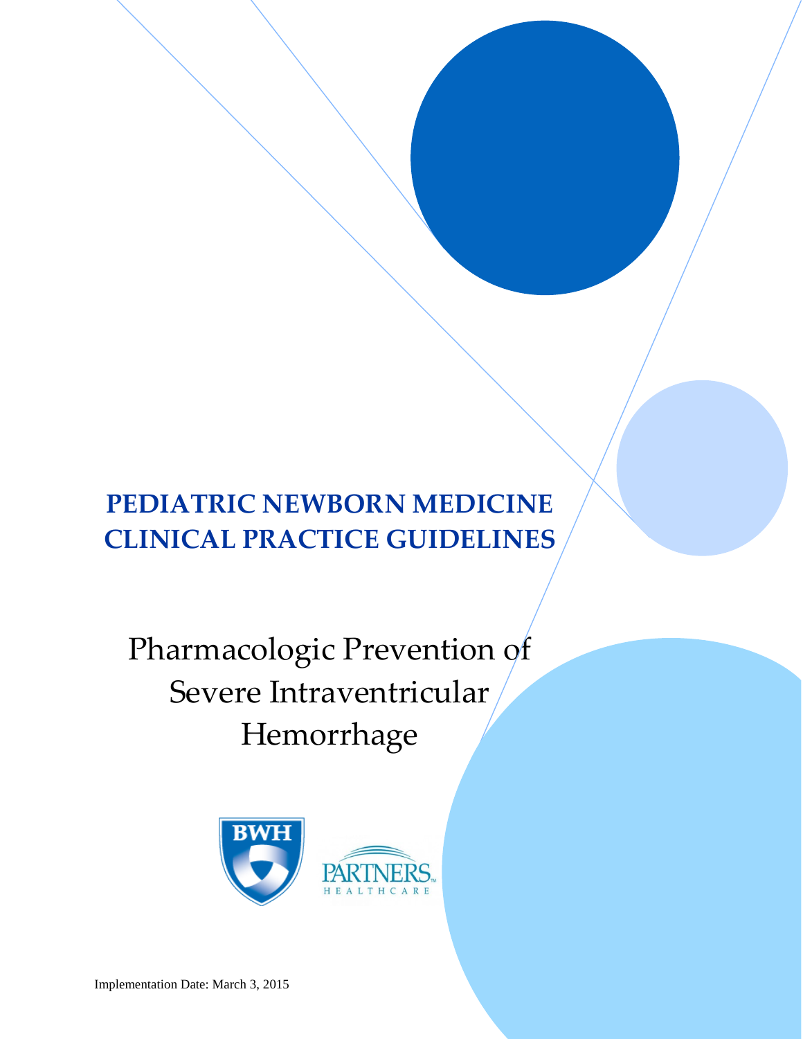# PEDIATRIC NEWBORN MEDICINE CLINICAL PRACTICE GUIDELINES

## Pharmacologic Prevention of Severe Intraventricular Hemorrhage

BWH

PARTNERS HEALTHCARE

Implementation Date: March 3, 2015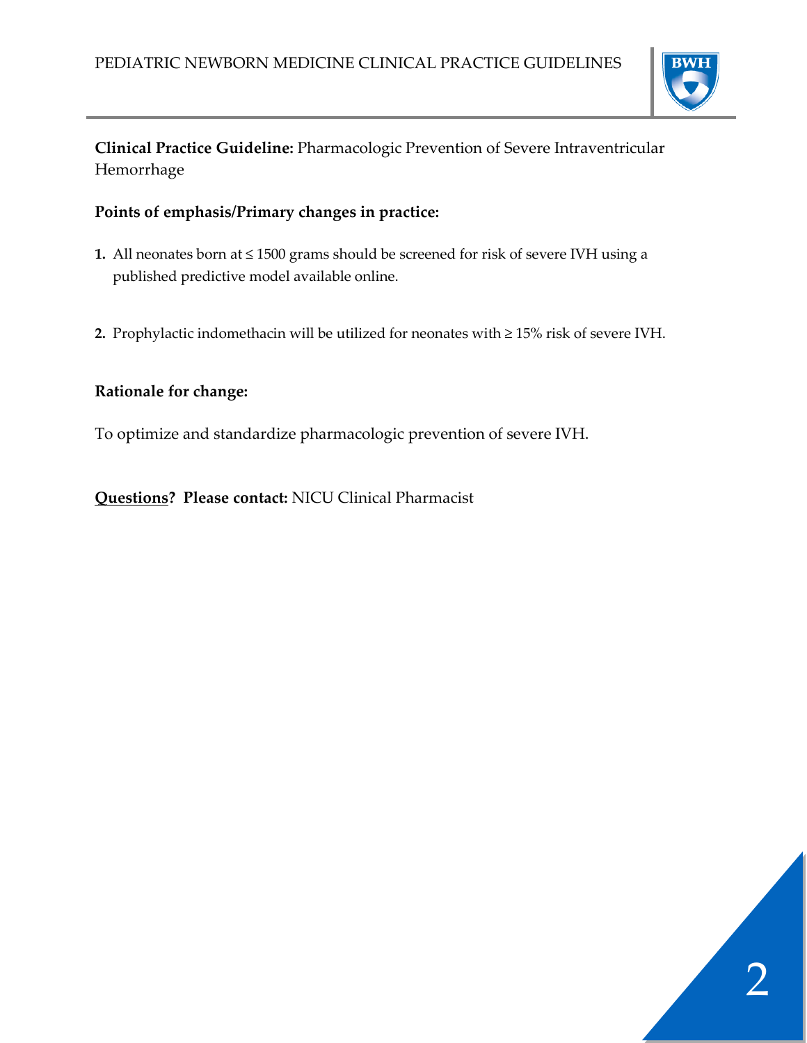**Clinical Practice Guideline:** Pharmacologic Prevention of Severe Intraventricular Hemorrhage

**Points of emphasis/Primary changes in practice:**

1. All neonates born at ≤ 1500 grams should be screened for risk of severe IVH using a published predictive model available online.

2. Prophylactic indomethacin will be utilized for neonates with ≥ 15% risk of severe IVH.

**Rationale for change:**

To optimize and standardize pharmacologic prevention of severe IVH.

**Questions? Please contact:** NICU Clinical Pharmacist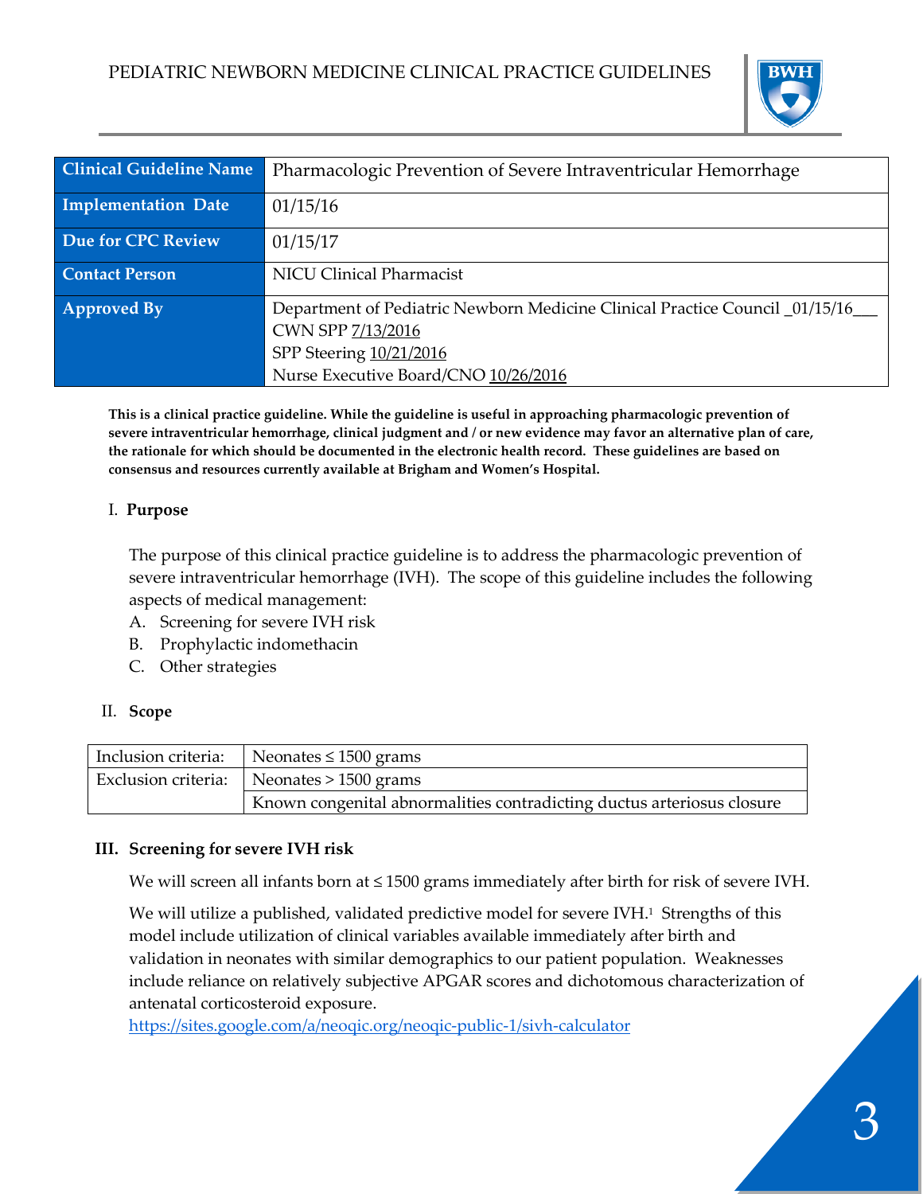# PEDIATRIC NEWBORN MEDICINE CLINICAL PRACTICE GUIDELINES

| Clinical Guideline Name | Pharmacologic Prevention of Severe Intraventricular Hemorrhage |
|---|---|
| Implementation Date | 01/15/16 |
| Due for CPC Review | 01/15/17 |
| Contact Person | NICU Clinical Pharmacist |
| Approved By | Department of Pediatric Newborn Medicine Clinical Practice Council _01/15/16___<br>CWN SPP 7/13/2016<br>SPP Steering 10/21/2016<br>Nurse Executive Board/CNO 10/26/2016 |

**This is a clinical practice guideline. While the guideline is useful in approaching pharmacologic prevention of severe intraventricular hemorrhage, clinical judgment and / or new evidence may favor an alternative plan of care, the rationale for which should be documented in the electronic health record. These guidelines are based on consensus and resources currently available at Brigham and Women's Hospital.**

## I. Purpose

The purpose of this clinical practice guideline is to address the pharmacologic prevention of severe intraventricular hemorrhage (IVH). The scope of this guideline includes the following aspects of medical management:

A. Screening for severe IVH risk
B. Prophylactic indomethacin
C. Other strategies

## II. Scope

| Inclusion criteria: | Neonates ≤ 1500 grams |
|---|---|
| Exclusion criteria: | Neonates > 1500 grams |
| | Known congenital abnormalities contradicting ductus arteriosus closure |

## III. Screening for severe IVH risk

We will screen all infants born at ≤ 1500 grams immediately after birth for risk of severe IVH.

We will utilize a published, validated predictive model for severe IVH.[1] Strengths of this model include utilization of clinical variables available immediately after birth and validation in neonates with similar demographics to our patient population. Weaknesses include reliance on relatively subjective APGAR scores and dichotomous characterization of antenatal corticosteroid exposure.
https://sites.google.com/a/neoqic.org/neoqic-public-1/sivh-calculator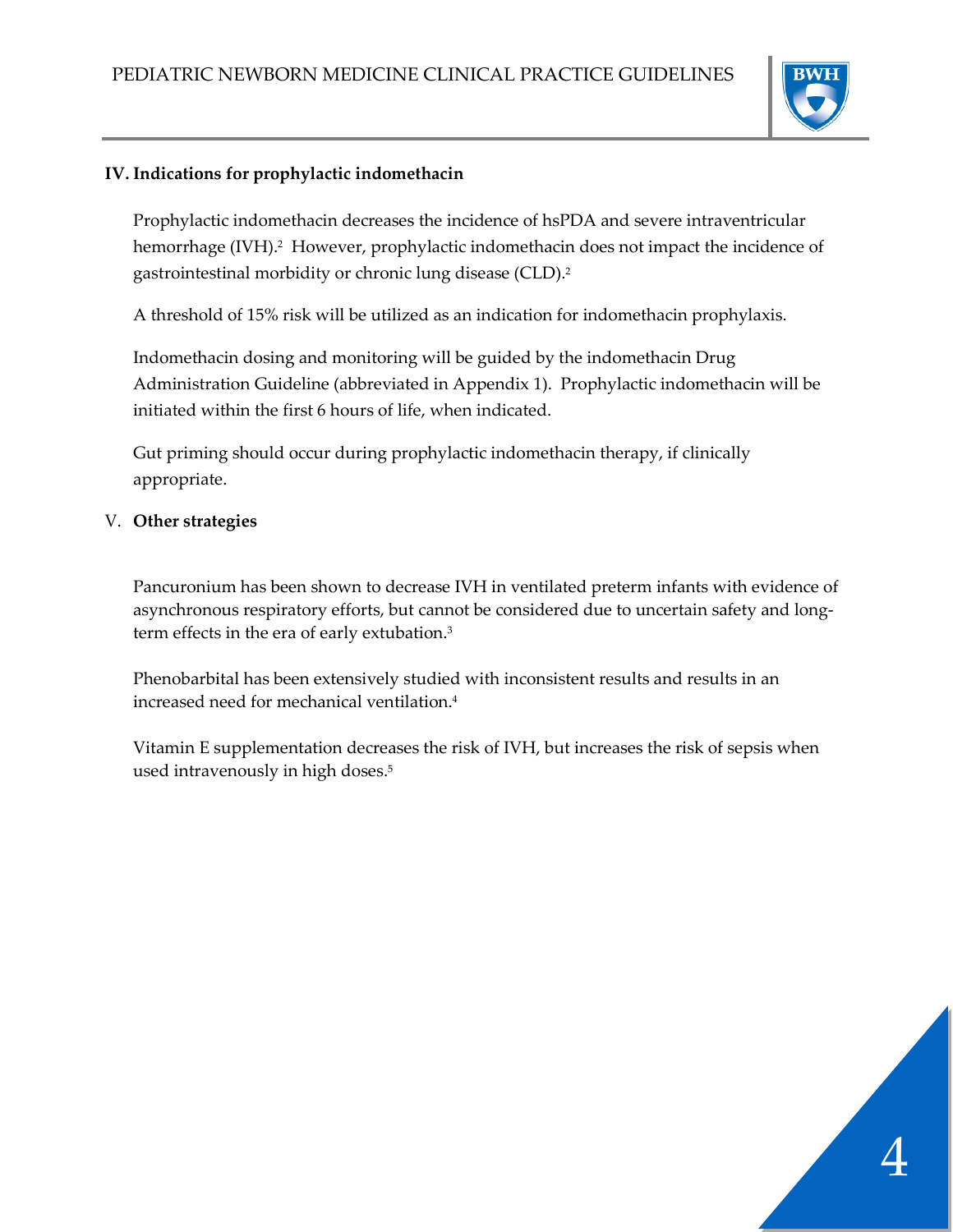## IV. Indications for prophylactic indomethacin

Prophylactic indomethacin decreases the incidence of hsPDA and severe intraventricular hemorrhage (IVH).[2] However, prophylactic indomethacin does not impact the incidence of gastrointestinal morbidity or chronic lung disease (CLD).[2]

A threshold of 15% risk will be utilized as an indication for indomethacin prophylaxis.

Indomethacin dosing and monitoring will be guided by the indomethacin Drug Administration Guideline (abbreviated in Appendix 1). Prophylactic indomethacin will be initiated within the first 6 hours of life, when indicated.

Gut priming should occur during prophylactic indomethacin therapy, if clinically appropriate.

## V. Other strategies

Pancuronium has been shown to decrease IVH in ventilated preterm infants with evidence of asynchronous respiratory efforts, but cannot be considered due to uncertain safety and long-term effects in the era of early extubation.[3]

Phenobarbital has been extensively studied with inconsistent results and results in an increased need for mechanical ventilation.[4]

Vitamin E supplementation decreases the risk of IVH, but increases the risk of sepsis when used intravenously in high doses.[5]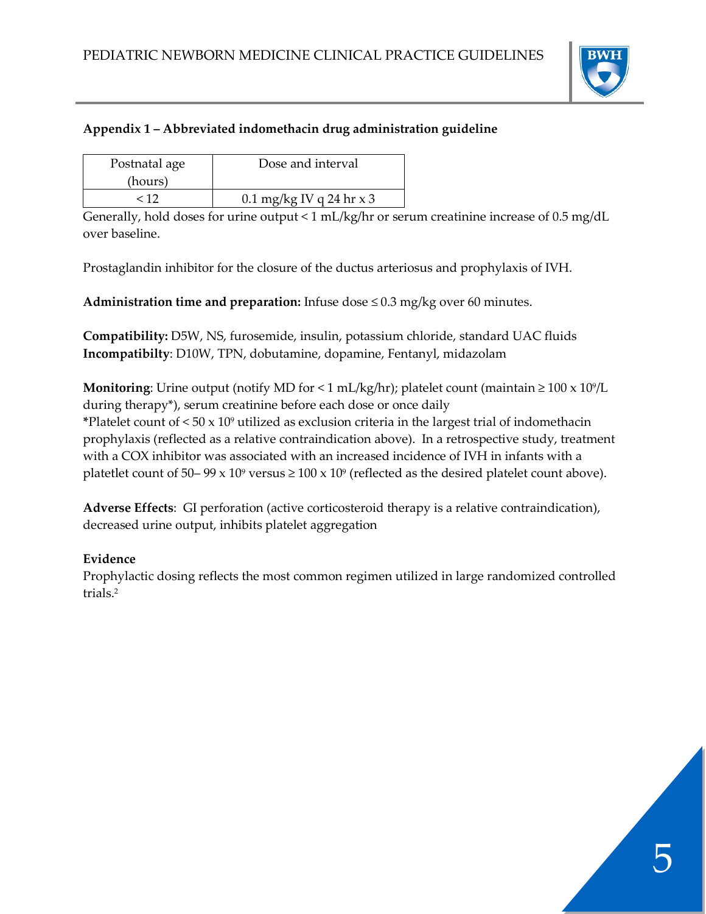## Appendix 1 – Abbreviated indomethacin drug administration guideline

| Postnatal age (hours) | Dose and interval |
| --- | --- |
| < 12 | 0.1 mg/kg IV q 24 hr x 3 |

Generally, hold doses for urine output < 1 mL/kg/hr or serum creatinine increase of 0.5 mg/dL over baseline.

Prostaglandin inhibitor for the closure of the ductus arteriosus and prophylaxis of IVH.

**Administration time and preparation:** Infuse dose ≤ 0.3 mg/kg over 60 minutes.

**Compatibility:** D5W, NS, furosemide, insulin, potassium chloride, standard UAC fluids
**Incompatibilty**: D10W, TPN, dobutamine, dopamine, Fentanyl, midazolam

**Monitoring**: Urine output (notify MD for < 1 mL/kg/hr); platelet count (maintain ≥ 100 x $10^9$/L during therapy*), serum creatinine before each dose or once daily
***Platelet count of < 50 x $10^9$ utilized as exclusion criteria in the largest trial of indomethacin prophylaxis (reflected as a relative contraindication above). In a retrospective study, treatment with a COX inhibitor was associated with an increased incidence of IVH in infants with a platelet count of 50– 99 x $10^9$ versus ≥ 100 x $10^9$ (reflected as the desired platelet count above).

**Adverse Effects**: GI perforation (active corticosteroid therapy is a relative contraindication), decreased urine output, inhibits platelet aggregation

**Evidence**
Prophylactic dosing reflects the most common regimen utilized in large randomized controlled trials.[2]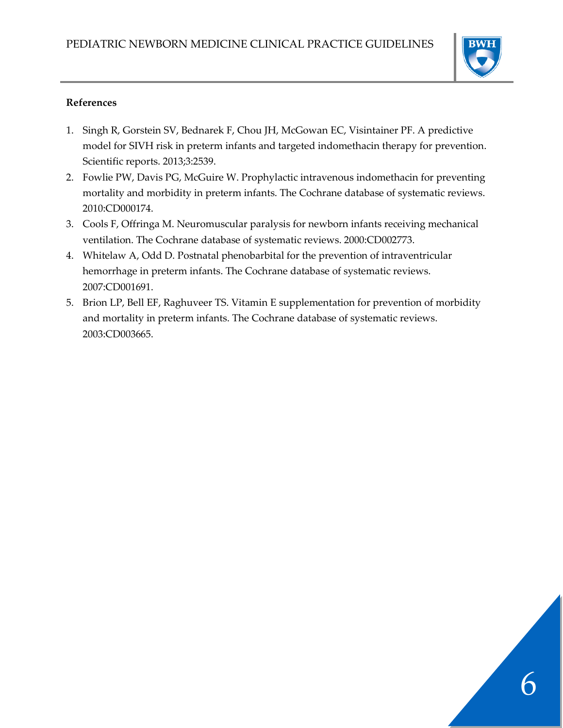**References**

1. Singh R, Gorstein SV, Bednarek F, Chou JH, McGowan EC, Visintainer PF. A predictive model for SIVH risk in preterm infants and targeted indomethacin therapy for prevention. Scientific reports. 2013;3:2539.
2. Fowlie PW, Davis PG, McGuire W. Prophylactic intravenous indomethacin for preventing mortality and morbidity in preterm infants. The Cochrane database of systematic reviews. 2010:CD000174.
3. Cools F, Offringa M. Neuromuscular paralysis for newborn infants receiving mechanical ventilation. The Cochrane database of systematic reviews. 2000:CD002773.
4. Whitelaw A, Odd D. Postnatal phenobarbital for the prevention of intraventricular hemorrhage in preterm infants. The Cochrane database of systematic reviews. 2007:CD001691.
5. Brion LP, Bell EF, Raghuveer TS. Vitamin E supplementation for prevention of morbidity and mortality in preterm infants. The Cochrane database of systematic reviews. 2003:CD003665.